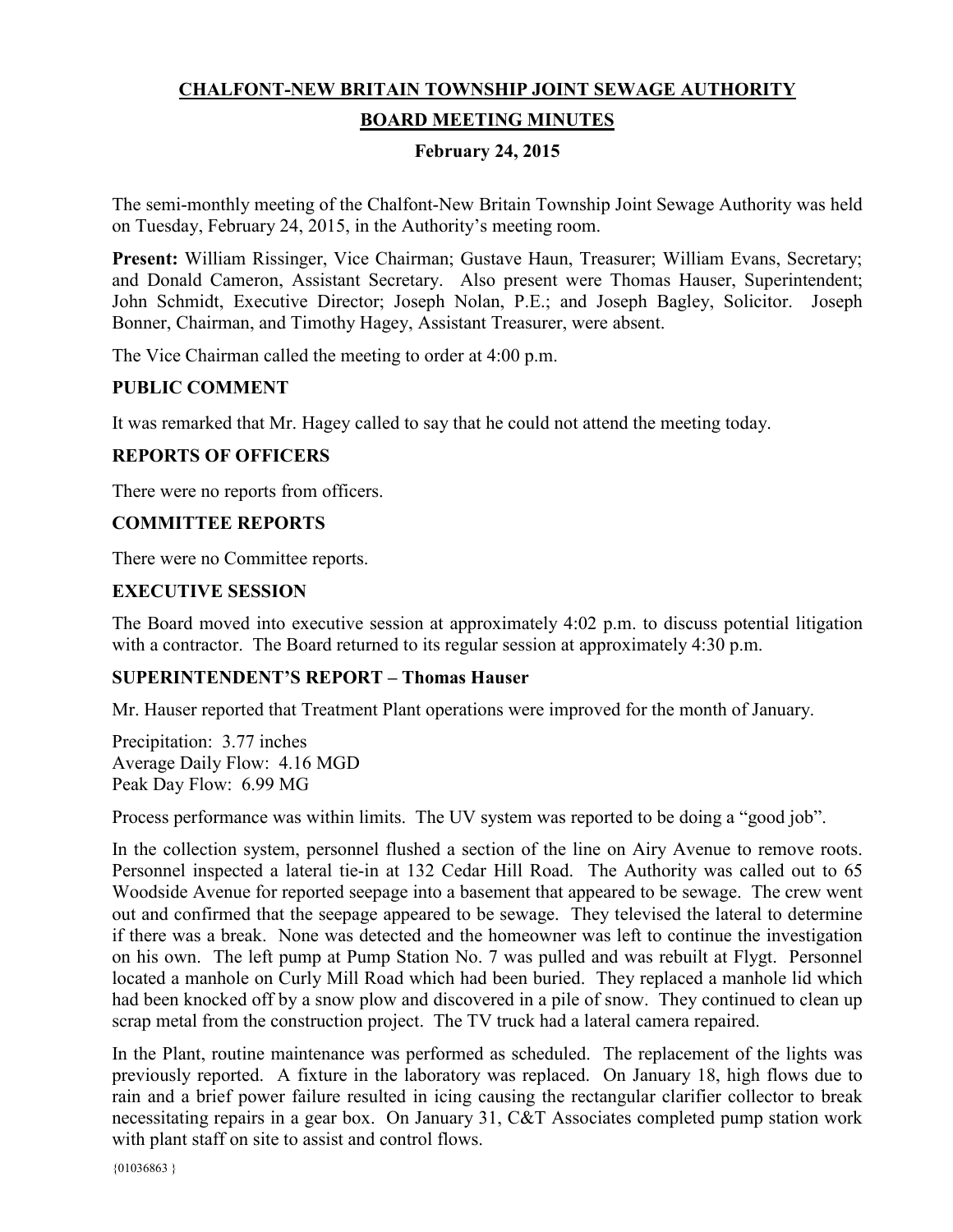# CHALFONT-NEW BRITAIN TOWNSHIP JOINT SEWAGE AUTHORITY

## BOARD MEETING MINUTES

### February 24, 2015

The semi-monthly meeting of the Chalfont-New Britain Township Joint Sewage Authority was held on Tuesday, February 24, 2015, in the Authority's meeting room.

**Present:** William Rissinger, Vice Chairman; Gustave Haun, Treasurer; William Evans, Secretary; and Donald Cameron, Assistant Secretary. Also present were Thomas Hauser, Superintendent; John Schmidt, Executive Director; Joseph Nolan, P.E.; and Joseph Bagley, Solicitor. Joseph Bonner, Chairman, and Timothy Hagey, Assistant Treasurer, were absent.

The Vice Chairman called the meeting to order at 4:00 p.m.

### PUBLIC COMMENT

It was remarked that Mr. Hagey called to say that he could not attend the meeting today.

### REPORTS OF OFFICERS

There were no reports from officers.

### COMMITTEE REPORTS

There were no Committee reports.

### EXECUTIVE SESSION

The Board moved into executive session at approximately 4:02 p.m. to discuss potential litigation with a contractor. The Board returned to its regular session at approximately 4:30 p.m.

### SUPERINTENDENT'S REPORT – Thomas Hauser

Mr. Hauser reported that Treatment Plant operations were improved for the month of January.

Precipitation: 3.77 inches
Average Daily Flow: 4.16 MGD
Peak Day Flow: 6.99 MG

Process performance was within limits. The UV system was reported to be doing a "good job".

In the collection system, personnel flushed a section of the line on Airy Avenue to remove roots. Personnel inspected a lateral tie-in at 132 Cedar Hill Road. The Authority was called out to 65 Woodside Avenue for reported seepage into a basement that appeared to be sewage. The crew went out and confirmed that the seepage appeared to be sewage. They televised the lateral to determine if there was a break. None was detected and the homeowner was left to continue the investigation on his own. The left pump at Pump Station No. 7 was pulled and was rebuilt at Flygt. Personnel located a manhole on Curly Mill Road which had been buried. They replaced a manhole lid which had been knocked off by a snow plow and discovered in a pile of snow. They continued to clean up scrap metal from the construction project. The TV truck had a lateral camera repaired.

In the Plant, routine maintenance was performed as scheduled. The replacement of the lights was previously reported. A fixture in the laboratory was replaced. On January 18, high flows due to rain and a brief power failure resulted in icing causing the rectangular clarifier collector to break necessitating repairs in a gear box. On January 31, C&T Associates completed pump station work with plant staff on site to assist and control flows.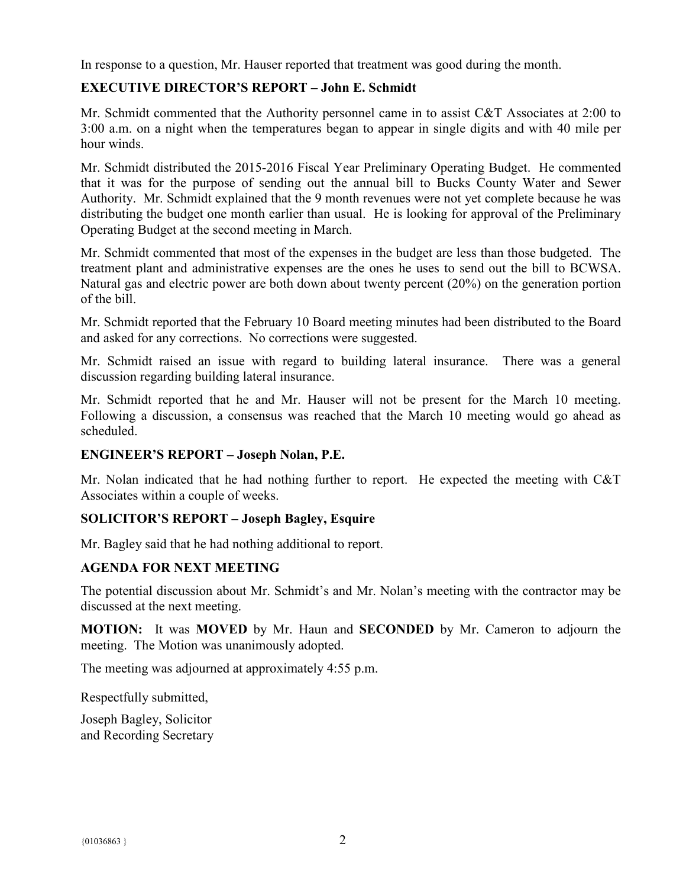In response to a question, Mr. Hauser reported that treatment was good during the month.

**EXECUTIVE DIRECTOR'S REPORT – John E. Schmidt**

Mr. Schmidt commented that the Authority personnel came in to assist C&T Associates at 2:00 to 3:00 a.m. on a night when the temperatures began to appear in single digits and with 40 mile per hour winds.

Mr. Schmidt distributed the 2015-2016 Fiscal Year Preliminary Operating Budget. He commented that it was for the purpose of sending out the annual bill to Bucks County Water and Sewer Authority. Mr. Schmidt explained that the 9 month revenues were not yet complete because he was distributing the budget one month earlier than usual. He is looking for approval of the Preliminary Operating Budget at the second meeting in March.

Mr. Schmidt commented that most of the expenses in the budget are less than those budgeted. The treatment plant and administrative expenses are the ones he uses to send out the bill to BCWSA. Natural gas and electric power are both down about twenty percent (20%) on the generation portion of the bill.

Mr. Schmidt reported that the February 10 Board meeting minutes had been distributed to the Board and asked for any corrections. No corrections were suggested.

Mr. Schmidt raised an issue with regard to building lateral insurance. There was a general discussion regarding building lateral insurance.

Mr. Schmidt reported that he and Mr. Hauser will not be present for the March 10 meeting. Following a discussion, a consensus was reached that the March 10 meeting would go ahead as scheduled.

**ENGINEER'S REPORT – Joseph Nolan, P.E.**

Mr. Nolan indicated that he had nothing further to report. He expected the meeting with C&T Associates within a couple of weeks.

**SOLICITOR'S REPORT – Joseph Bagley, Esquire**

Mr. Bagley said that he had nothing additional to report.

**AGENDA FOR NEXT MEETING**

The potential discussion about Mr. Schmidt's and Mr. Nolan's meeting with the contractor may be discussed at the next meeting.

**MOTION:** It was **MOVED** by Mr. Haun and **SECONDED** by Mr. Cameron to adjourn the meeting. The Motion was unanimously adopted.

The meeting was adjourned at approximately 4:55 p.m.

Respectfully submitted,

Joseph Bagley, Solicitor
and Recording Secretary

{01036863 }